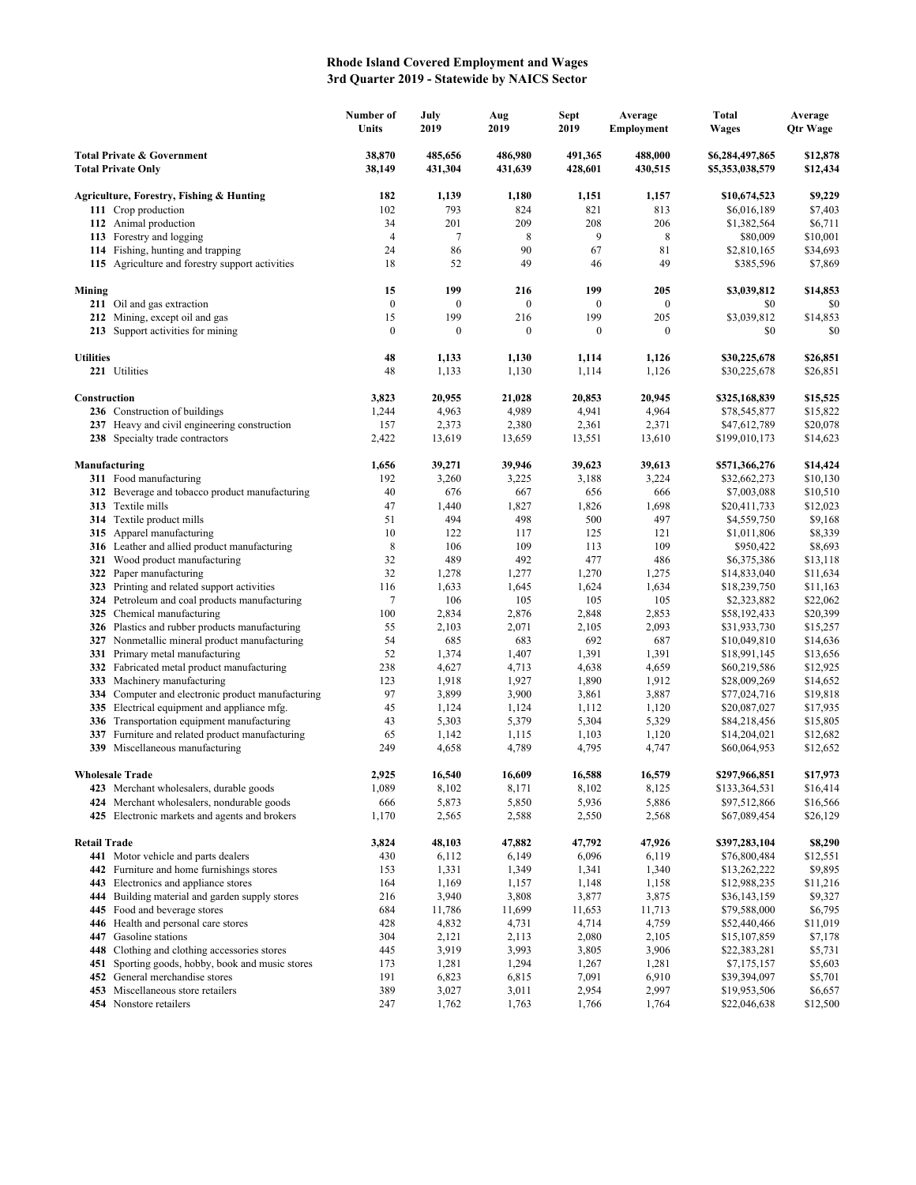# Rhode Island Covered Employment and Wages
## 3rd Quarter 2019 - Statewide by NAICS Sector

| | Number of Units | July 2019 | Aug 2019 | Sept 2019 | Average Employment | Total Wages | Average Qtr Wage |
|---|---|---|---|---|---|---|---|
| **Total Private & Government** | **38,870** | **485,656** | **486,980** | **491,365** | **488,000** | **$6,284,497,865** | **$12,878** |
| **Total Private Only** | **38,149** | **431,304** | **431,639** | **428,601** | **430,515** | **$5,353,038,579** | **$12,434** |
| **Agriculture, Forestry, Fishing & Hunting** | **182** | **1,139** | **1,180** | **1,151** | **1,157** | **$10,674,523** | **$9,229** |
| **111** Crop production | 102 | 793 | 824 | 821 | 813 | $6,016,189 | $7,403 |
| **112** Animal production | 34 | 201 | 209 | 208 | 206 | $1,382,564 | $6,711 |
| **113** Forestry and logging | 4 | 7 | 8 | 9 | 8 | $80,009 | $10,001 |
| **114** Fishing, hunting and trapping | 24 | 86 | 90 | 67 | 81 | $2,810,165 | $34,693 |
| **115** Agriculture and forestry support activities | 18 | 52 | 49 | 46 | 49 | $385,596 | $7,869 |
| **Mining** | **15** | **199** | **216** | **199** | **205** | **$3,039,812** | **$14,853** |
| **211** Oil and gas extraction | 0 | 0 | 0 | 0 | 0 | $0 | $0 |
| **212** Mining, except oil and gas | 15 | 199 | 216 | 199 | 205 | $3,039,812 | $14,853 |
| **213** Support activities for mining | 0 | 0 | 0 | 0 | 0 | $0 | $0 |
| **Utilities** | **48** | **1,133** | **1,130** | **1,114** | **1,126** | **$30,225,678** | **$26,851** |
| **221** Utilities | 48 | 1,133 | 1,130 | 1,114 | 1,126 | $30,225,678 | $26,851 |
| **Construction** | **3,823** | **20,955** | **21,028** | **20,853** | **20,945** | **$325,168,839** | **$15,525** |
| **236** Construction of buildings | 1,244 | 4,963 | 4,989 | 4,941 | 4,964 | $78,545,877 | $15,822 |
| **237** Heavy and civil engineering construction | 157 | 2,373 | 2,380 | 2,361 | 2,371 | $47,612,789 | $20,078 |
| **238** Specialty trade contractors | 2,422 | 13,619 | 13,659 | 13,551 | 13,610 | $199,010,173 | $14,623 |
| **Manufacturing** | **1,656** | **39,271** | **39,946** | **39,623** | **39,613** | **$571,366,276** | **$14,424** |
| **311** Food manufacturing | 192 | 3,260 | 3,225 | 3,188 | 3,224 | $32,662,273 | $10,130 |
| **312** Beverage and tobacco product manufacturing | 40 | 676 | 667 | 656 | 666 | $7,003,088 | $10,510 |
| **313** Textile mills | 47 | 1,440 | 1,827 | 1,826 | 1,698 | $20,411,733 | $12,023 |
| **314** Textile product mills | 51 | 494 | 498 | 500 | 497 | $4,559,750 | $9,168 |
| **315** Apparel manufacturing | 10 | 122 | 117 | 125 | 121 | $1,011,806 | $8,339 |
| **316** Leather and allied product manufacturing | 8 | 106 | 109 | 113 | 109 | $950,422 | $8,693 |
| **321** Wood product manufacturing | 32 | 489 | 492 | 477 | 486 | $6,375,386 | $13,118 |
| **322** Paper manufacturing | 32 | 1,278 | 1,277 | 1,270 | 1,275 | $14,833,040 | $11,634 |
| **323** Printing and related support activities | 116 | 1,633 | 1,645 | 1,624 | 1,634 | $18,239,750 | $11,163 |
| **324** Petroleum and coal products manufacturing | 7 | 106 | 105 | 105 | 105 | $2,323,882 | $22,062 |
| **325** Chemical manufacturing | 100 | 2,834 | 2,876 | 2,848 | 2,853 | $58,192,433 | $20,399 |
| **326** Plastics and rubber products manufacturing | 55 | 2,103 | 2,071 | 2,105 | 2,093 | $31,933,730 | $15,257 |
| **327** Nonmetallic mineral product manufacturing | 54 | 685 | 683 | 692 | 687 | $10,049,810 | $14,636 |
| **331** Primary metal manufacturing | 52 | 1,374 | 1,407 | 1,391 | 1,391 | $18,991,145 | $13,656 |
| **332** Fabricated metal product manufacturing | 238 | 4,627 | 4,713 | 4,638 | 4,659 | $60,219,586 | $12,925 |
| **333** Machinery manufacturing | 123 | 1,918 | 1,927 | 1,890 | 1,912 | $28,009,269 | $14,652 |
| **334** Computer and electronic product manufacturing | 97 | 3,899 | 3,900 | 3,861 | 3,887 | $77,024,716 | $19,818 |
| **335** Electrical equipment and appliance mfg. | 45 | 1,124 | 1,124 | 1,112 | 1,120 | $20,087,027 | $17,935 |
| **336** Transportation equipment manufacturing | 43 | 5,303 | 5,379 | 5,304 | 5,329 | $84,218,456 | $15,805 |
| **337** Furniture and related product manufacturing | 65 | 1,142 | 1,115 | 1,103 | 1,120 | $14,204,021 | $12,682 |
| **339** Miscellaneous manufacturing | 249 | 4,658 | 4,789 | 4,795 | 4,747 | $60,064,953 | $12,652 |
| **Wholesale Trade** | **2,925** | **16,540** | **16,609** | **16,588** | **16,579** | **$297,966,851** | **$17,973** |
| **423** Merchant wholesalers, durable goods | 1,089 | 8,102 | 8,171 | 8,102 | 8,125 | $133,364,531 | $16,414 |
| **424** Merchant wholesalers, nondurable goods | 666 | 5,873 | 5,850 | 5,936 | 5,886 | $97,512,866 | $16,566 |
| **425** Electronic markets and agents and brokers | 1,170 | 2,565 | 2,588 | 2,550 | 2,568 | $67,089,454 | $26,129 |
| **Retail Trade** | **3,824** | **48,103** | **47,882** | **47,792** | **47,926** | **$397,283,104** | **$8,290** |
| **441** Motor vehicle and parts dealers | 430 | 6,112 | 6,149 | 6,096 | 6,119 | $76,800,484 | $12,551 |
| **442** Furniture and home furnishings stores | 153 | 1,331 | 1,349 | 1,341 | 1,340 | $13,262,222 | $9,895 |
| **443** Electronics and appliance stores | 164 | 1,169 | 1,157 | 1,148 | 1,158 | $12,988,235 | $11,216 |
| **444** Building material and garden supply stores | 216 | 3,940 | 3,808 | 3,877 | 3,875 | $36,143,159 | $9,327 |
| **445** Food and beverage stores | 684 | 11,786 | 11,699 | 11,653 | 11,713 | $79,588,000 | $6,795 |
| **446** Health and personal care stores | 428 | 4,832 | 4,731 | 4,714 | 4,759 | $52,440,466 | $11,019 |
| **447** Gasoline stations | 304 | 2,121 | 2,113 | 2,080 | 2,105 | $15,107,859 | $7,178 |
| **448** Clothing and clothing accessories stores | 445 | 3,919 | 3,993 | 3,805 | 3,906 | $22,383,281 | $5,731 |
| **451** Sporting goods, hobby, book and music stores | 173 | 1,281 | 1,294 | 1,267 | 1,281 | $7,175,157 | $5,603 |
| **452** General merchandise stores | 191 | 6,823 | 6,815 | 7,091 | 6,910 | $39,394,097 | $5,701 |
| **453** Miscellaneous store retailers | 389 | 3,027 | 3,011 | 2,954 | 2,997 | $19,953,506 | $6,657 |
| **454** Nonstore retailers | 247 | 1,762 | 1,763 | 1,766 | 1,764 | $22,046,638 | $12,500 |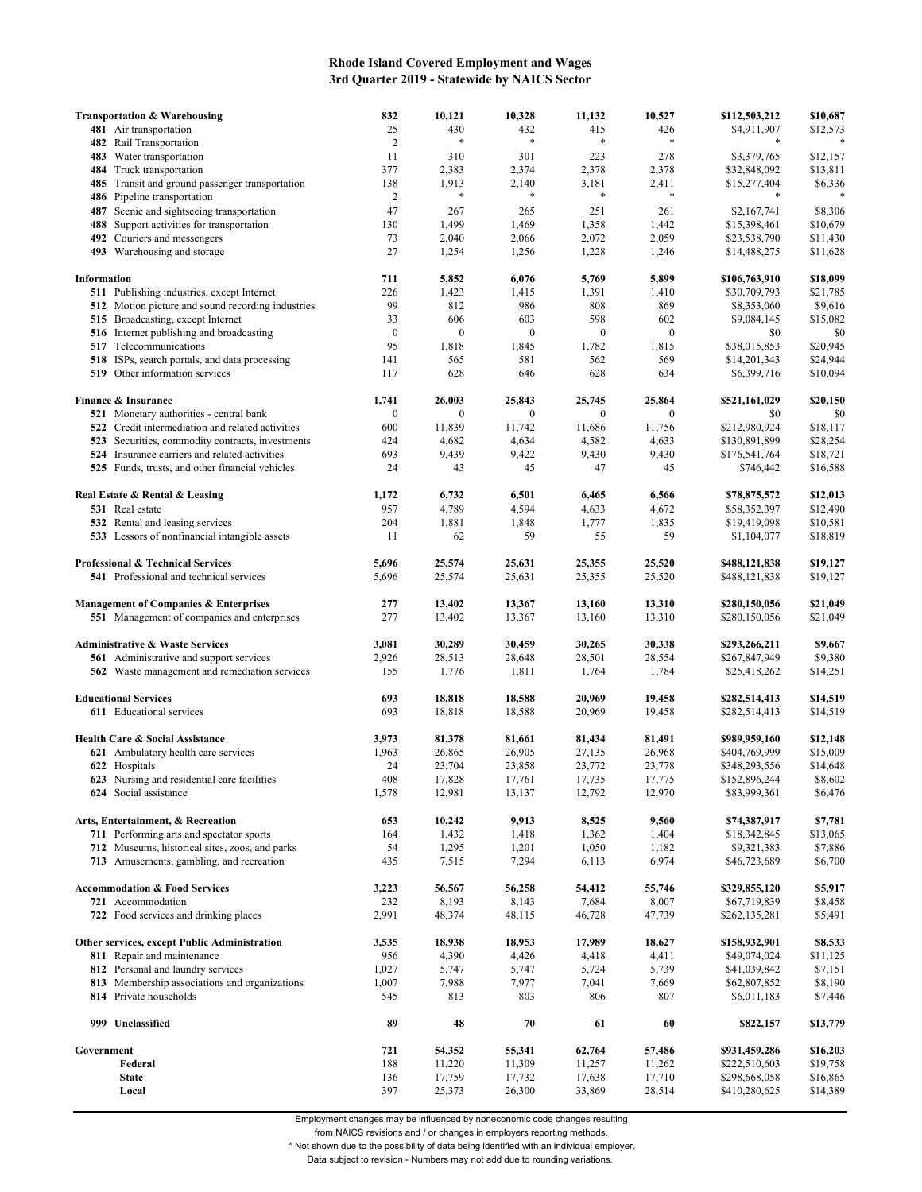# Rhode Island Covered Employment and Wages
## 3rd Quarter 2019 - Statewide by NAICS Sector

| | | | | | | | |
|---|---|---|---|---|---|---|---|
| **Transportation & Warehousing** | **832** | **10,121** | **10,328** | **11,132** | **10,527** | **$112,503,212** | **$10,687** |
| 481 Air transportation | 25 | 430 | 432 | 415 | 426 | $4,911,907 | $12,573 |
| 482 Rail Transportation | 2 | * | * | * | * | * | * |
| 483 Water transportation | 11 | 310 | 301 | 223 | 278 | $3,379,765 | $12,157 |
| 484 Truck transportation | 377 | 2,383 | 2,374 | 2,378 | 2,378 | $32,848,092 | $13,811 |
| 485 Transit and ground passenger transportation | 138 | 1,913 | 2,140 | 3,181 | 2,411 | $15,277,404 | $6,336 |
| 486 Pipeline transportation | 2 | * | * | * | * | * | * |
| 487 Scenic and sightseeing transportation | 47 | 267 | 265 | 251 | 261 | $2,167,741 | $8,306 |
| 488 Support activities for transportation | 130 | 1,499 | 1,469 | 1,358 | 1,442 | $15,398,461 | $10,679 |
| 492 Couriers and messengers | 73 | 2,040 | 2,066 | 2,072 | 2,059 | $23,538,790 | $11,430 |
| 493 Warehousing and storage | 27 | 1,254 | 1,256 | 1,228 | 1,246 | $14,488,275 | $11,628 |
| **Information** | **711** | **5,852** | **6,076** | **5,769** | **5,899** | **$106,763,910** | **$18,099** |
| 511 Publishing industries, except Internet | 226 | 1,423 | 1,415 | 1,391 | 1,410 | $30,709,793 | $21,785 |
| 512 Motion picture and sound recording industries | 99 | 812 | 986 | 808 | 869 | $8,353,060 | $9,616 |
| 515 Broadcasting, except Internet | 33 | 606 | 603 | 598 | 602 | $9,084,145 | $15,082 |
| 516 Internet publishing and broadcasting | 0 | 0 | 0 | 0 | 0 | $0 | $0 |
| 517 Telecommunications | 95 | 1,818 | 1,845 | 1,782 | 1,815 | $38,015,853 | $20,945 |
| 518 ISPs, search portals, and data processing | 141 | 565 | 581 | 562 | 569 | $14,201,343 | $24,944 |
| 519 Other information services | 117 | 628 | 646 | 628 | 634 | $6,399,716 | $10,094 |
| **Finance & Insurance** | **1,741** | **26,003** | **25,843** | **25,745** | **25,864** | **$521,161,029** | **$20,150** |
| 521 Monetary authorities - central bank | 0 | 0 | 0 | 0 | 0 | $0 | $0 |
| 522 Credit intermediation and related activities | 600 | 11,839 | 11,742 | 11,686 | 11,756 | $212,980,924 | $18,117 |
| 523 Securities, commodity contracts, investments | 424 | 4,682 | 4,634 | 4,582 | 4,633 | $130,891,899 | $28,254 |
| 524 Insurance carriers and related activities | 693 | 9,439 | 9,422 | 9,430 | 9,430 | $176,541,764 | $18,721 |
| 525 Funds, trusts, and other financial vehicles | 24 | 43 | 45 | 47 | 45 | $746,442 | $16,588 |
| **Real Estate & Rental & Leasing** | **1,172** | **6,732** | **6,501** | **6,465** | **6,566** | **$78,875,572** | **$12,013** |
| 531 Real estate | 957 | 4,789 | 4,594 | 4,633 | 4,672 | $58,352,397 | $12,490 |
| 532 Rental and leasing services | 204 | 1,881 | 1,848 | 1,777 | 1,835 | $19,419,098 | $10,581 |
| 533 Lessors of nonfinancial intangible assets | 11 | 62 | 59 | 55 | 59 | $1,104,077 | $18,819 |
| **Professional & Technical Services** | **5,696** | **25,574** | **25,631** | **25,355** | **25,520** | **$488,121,838** | **$19,127** |
| 541 Professional and technical services | 5,696 | 25,574 | 25,631 | 25,355 | 25,520 | $488,121,838 | $19,127 |
| **Management of Companies & Enterprises** | **277** | **13,402** | **13,367** | **13,160** | **13,310** | **$280,150,056** | **$21,049** |
| 551 Management of companies and enterprises | 277 | 13,402 | 13,367 | 13,160 | 13,310 | $280,150,056 | $21,049 |
| **Administrative & Waste Services** | **3,081** | **30,289** | **30,459** | **30,265** | **30,338** | **$293,266,211** | **$9,667** |
| 561 Administrative and support services | 2,926 | 28,513 | 28,648 | 28,501 | 28,554 | $267,847,949 | $9,380 |
| 562 Waste management and remediation services | 155 | 1,776 | 1,811 | 1,764 | 1,784 | $25,418,262 | $14,251 |
| **Educational Services** | **693** | **18,818** | **18,588** | **20,969** | **19,458** | **$282,514,413** | **$14,519** |
| 611 Educational services | 693 | 18,818 | 18,588 | 20,969 | 19,458 | $282,514,413 | $14,519 |
| **Health Care & Social Assistance** | **3,973** | **81,378** | **81,661** | **81,434** | **81,491** | **$989,959,160** | **$12,148** |
| 621 Ambulatory health care services | 1,963 | 26,865 | 26,905 | 27,135 | 26,968 | $404,769,999 | $15,009 |
| 622 Hospitals | 24 | 23,704 | 23,858 | 23,772 | 23,778 | $348,293,556 | $14,648 |
| 623 Nursing and residential care facilities | 408 | 17,828 | 17,761 | 17,735 | 17,775 | $152,896,244 | $8,602 |
| 624 Social assistance | 1,578 | 12,981 | 13,137 | 12,792 | 12,970 | $83,999,361 | $6,476 |
| **Arts, Entertainment, & Recreation** | **653** | **10,242** | **9,913** | **8,525** | **9,560** | **$74,387,917** | **$7,781** |
| 711 Performing arts and spectator sports | 164 | 1,432 | 1,418 | 1,362 | 1,404 | $18,342,845 | $13,065 |
| 712 Museums, historical sites, zoos, and parks | 54 | 1,295 | 1,201 | 1,050 | 1,182 | $9,321,383 | $7,886 |
| 713 Amusements, gambling, and recreation | 435 | 7,515 | 7,294 | 6,113 | 6,974 | $46,723,689 | $6,700 |
| **Accommodation & Food Services** | **3,223** | **56,567** | **56,258** | **54,412** | **55,746** | **$329,855,120** | **$5,917** |
| 721 Accommodation | 232 | 8,193 | 8,143 | 7,684 | 8,007 | $67,719,839 | $8,458 |
| 722 Food services and drinking places | 2,991 | 48,374 | 48,115 | 46,728 | 47,739 | $262,135,281 | $5,491 |
| **Other services, except Public Administration** | **3,535** | **18,938** | **18,953** | **17,989** | **18,627** | **$158,932,901** | **$8,533** |
| 811 Repair and maintenance | 956 | 4,390 | 4,426 | 4,418 | 4,411 | $49,074,024 | $11,125 |
| 812 Personal and laundry services | 1,027 | 5,747 | 5,747 | 5,724 | 5,739 | $41,039,842 | $7,151 |
| 813 Membership associations and organizations | 1,007 | 7,988 | 7,977 | 7,041 | 7,669 | $62,807,852 | $8,190 |
| 814 Private households | 545 | 813 | 803 | 806 | 807 | $6,011,183 | $7,446 |
| **999 Unclassified** | **89** | **48** | **70** | **61** | **60** | **$822,157** | **$13,779** |
| **Government** | **721** | **54,352** | **55,341** | **62,764** | **57,486** | **$931,459,286** | **$16,203** |
| **Federal** | 188 | 11,220 | 11,309 | 11,257 | 11,262 | $222,510,603 | $19,758 |
| **State** | 136 | 17,759 | 17,732 | 17,638 | 17,710 | $298,668,058 | $16,865 |
| **Local** | 397 | 25,373 | 26,300 | 33,869 | 28,514 | $410,280,625 | $14,389 |

Employment changes may be influenced by noneconomic code changes resulting from NAICS revisions and / or changes in employers reporting methods.

* Not shown due to the possibility of data being identified with an individual employer.

Data subject to revision - Numbers may not add due to rounding variations.